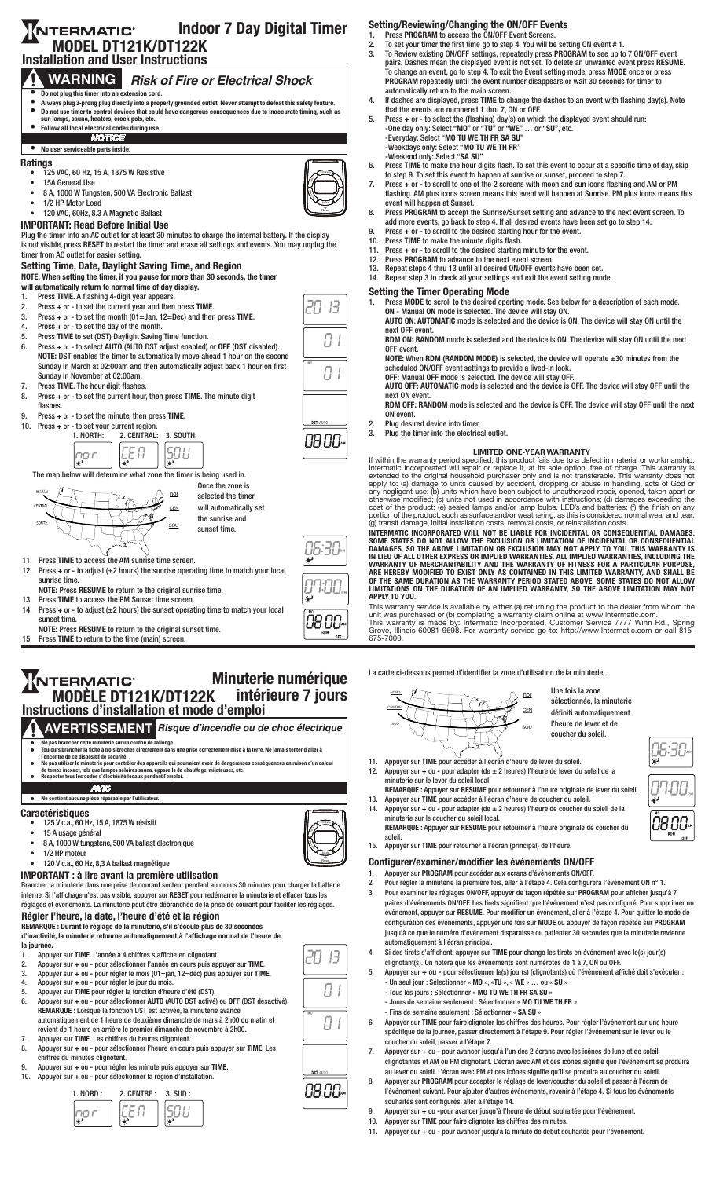# INTERMATIC® MODEL DT121K/DT122K

# Indoor 7 Day Digital Timer

## Installation and User Instructions

## WARNING *Risk of Fire or Electrical Shock*

- **Do not plug this timer into an extension cord.**
- **Always plug 3-prong plug directly into a properly grounded outlet. Never attempt to defeat this safety feature.**
- **Do not use timer to control devices that could have dangerous consequences due to inaccurate timing, such as sun lamps, sauna, heaters, crock pots, etc.**
- **Follow all local electrical codes during use.**

**NOTICE**

- **No user serviceable parts inside.**

### Ratings

- 125 VAC, 60 Hz, 15 A, 1875 W Resistive
- 15A General Use
- 8 A, 1000 W Tungsten, 500 VA Electronic Ballast
- 1/2 HP Motor Load
- 120 VAC, 60Hz, 8.3 A Magnetic Ballast

### IMPORTANT: Read Before Initial Use

Plug the timer into an AC outlet for at least 30 minutes to charge the internal battery. If the display is not visible, press **RESET** to restart the timer and erase all settings and events. You may unplug the timer from AC outlet for easier setting.

### Setting Time, Date, Daylight Saving Time, and Region

**NOTE: When setting the timer, if you pause for more than 30 seconds, the timer will automatically return to normal time of day display.**

1. Press **TIME**. A flashing 4-digit year appears.
2. Press + or - to set the current year and then press **TIME**.
3. Press + or - to set the month (01=Jan, 12=Dec) and then press **TIME**.
4. Press + or - to set the day of the month.
5. Press **TIME** to set (DST) Daylight Saving Time function.
6. Press + or - to select **AUTO** (AUTO DST adjust enabled) or **OFF** (DST disabled). **NOTE:** DST enables the timer to automatically move ahead 1 hour on the second Sunday in March at 02:00am and then automatically adjust back 1 hour on first Sunday in November at 02:00am.
7. Press **TIME**. The hour digit flashes.
8. Press + or - to set the current hour, then press **TIME**. The minute digit flashes.
9. Press + or - to set the minute, then press **TIME**.
10. Press + or - to set your current region.
    1. NORTH: 2. CENTRAL: 3. SOUTH:

    The map below will determine what zone the timer is being used in.

    Once the zone is selected the timer will automatically set the sunrise and sunset time.
11. Press **TIME** to access the AM sunrise time screen.
12. Press + or - to adjust (±2 hours) the sunrise operating time to match your local sunrise time.
    **NOTE:** Press **RESUME** to return to the original sunrise time.
13. Press **TIME** to access the PM Sunset time screen.
14. Press + or - to adjust (±2 hours) the sunset operating time to match your local sunset time.
    **NOTE:** Press **RESUME** to return to the original sunset time.
15. Press **TIME** to return to the time (main) screen.

### Setting/Reviewing/Changing the ON/OFF Events

1. Press **PROGRAM** to access the ON/OFF Event Screens.
2. To set your timer the first time go to step 4. You will be setting ON event # 1.
3. To Review existing ON/OFF settings, repeatedly press **PROGRAM** to see up to 7 ON/OFF event pairs. Dashes mean the displayed event is not set. To delete an unwanted event press **RESUME**. To change an event, go to step 4. To exit the Event setting mode, press **MODE** once or press **PROGRAM** repeatedly until the event number disappears or wait 30 seconds for timer to automatically return to the main screen.
4. If dashes are displayed, press **TIME** to change the dashes to an event with flashing day(s). Note that the events are numbered 1 thru 7, ON or OFF.
5. Press + or - to select the (flashing) day(s) on which the displayed event should run:
   - One day only: Select **"MO"** or **"TU"** or **"WE"** … or **"SU"**, etc.
   - Everyday: Select **"MO TU WE TH FR SA SU"**
   - Weekdays only: Select **"MO TU WE TH FR"**
   - Weekend only: Select **"SA SU"**
6. Press **TIME** to make the hour digits flash. To set this event to occur at a specific time of day, skip to step 9. To set this event to happen at sunrise or sunset, proceed to step 7.
7. Press + or - to scroll to one of the 2 screens with moon and sun icons flashing and AM or PM flashing. AM plus icons screen means this event will happen at Sunrise. PM plus icons means this event will happen at Sunset.
8. Press **PROGRAM** to accept the Sunrise/Sunset setting and advance to the next event screen. To add more events, go back to step 4. If all desired events have been set go to step 14.
9. Press + or - to scroll to the desired starting hour for the event.
10. Press **TIME** to make the minute digits flash.
11. Press + or - to scroll to the desired starting minute for the event.
12. Press **PROGRAM** to advance to the next event screen.
13. Repeat steps 4 thru 13 until all desired ON/OFF events have been set.
14. Repeat step 3 to check all your settings and exit the event setting mode.

### Setting the Timer Operating Mode

1. Press **MODE** to scroll to the desired operting mode. See below for a description of each mode.
   **ON** - Manual **ON** mode is selected. The device will stay ON.
   **AUTO ON: AUTOMATIC** mode is selected and the device is ON. The device will stay ON until the next OFF event.
   **RDM ON: RANDOM** mode is selected and the device is ON. The device will stay ON until the next OFF event.
   **NOTE:** When **RDM (RANDOM MODE)** is selected, the device will operate ±30 minutes from the scheduled ON/OFF event settings to provide a lived-in look.
   **OFF:** Manual **OFF** mode is selected. The device will stay OFF.
   **AUTO OFF: AUTOMATIC** mode is selected and the device is OFF. The device will stay OFF until the next ON event.
   **RDM OFF: RANDOM** mode is selected and the device is OFF. The device will stay OFF until the next ON event.
2. Plug desired device into timer.
3. Plug the timer into the electrical outlet.

### LIMITED ONE-YEAR WARRANTY

If within the warranty period specified, this product fails due to a defect in material or workmanship, Intermatic Incorporated will repair or replace it, at its sole option, free of charge. This warranty is extended to the original household purchaser only and is not transferable. This warranty does not apply to: (a) damage to units caused by accident, dropping or abuse in handling, acts of God or any negligent use; (b) units which have been subject to unauthorized repair, opened, taken apart or otherwise modified; (c) units not used in accordance with instructions; (d) damages exceeding the cost of the product; (e) sealed lamps and/or lamp bulbs, LED's and batteries; (f) the finish on any portion of the product, such as surface and/or weathering, as this is considered normal wear and tear; (g) transit damage, initial installation costs, removal costs, or reinstallation costs.

**INTERMATIC INCORPORATED WILL NOT BE LIABLE FOR INCIDENTAL OR CONSEQUENTIAL DAMAGES. SOME STATES DO NOT ALLOW THE EXCLUSION OR LIMITATION OF INCIDENTAL OR CONSEQUENTIAL DAMAGES, SO THE ABOVE LIMITATION OR EXCLUSION MAY NOT APPLY TO YOU. THIS WARRANTY IS IN LIEU OF ALL OTHER EXPRESS OR IMPLIED WARRANTIES. ALL IMPLIED WARRANTIES, INCLUDING THE WARRANTY OF MERCHANTABILITY AND THE WARRANTY OF FITNESS FOR A PARTICULAR PURPOSE, ARE HEREBY MODIFIED TO EXIST ONLY AS CONTAINED IN THIS LIMITED WARRANTY, AND SHALL BE OF THE SAME DURATION AS THE WARRANTY PERIOD STATED ABOVE. SOME STATES DO NOT ALLOW LIMITATIONS ON THE DURATION OF AN IMPLIED WARRANTY, SO THE ABOVE LIMITATION MAY NOT APPLY TO YOU.**

This warranty service is available by either (a) returning the product to the dealer from whom the unit was purchased or (b) completing a warranty claim online at www.intermatic.com.

This warranty is made by: Intermatic Incorporated, Customer Service 7777 Winn Rd., Spring Grove, Illinois 60081-9698. For warranty service go to: http://www.Intermatic.com or call 815-675-7000.

---

# INTERMATIC® MODÈLE DT121K/DT122K

# Minuterie numérique intérieure 7 jours

## Instructions d'installation et mode d'emploi

## AVERTISSEMENT *Risque d'incendie ou de choc électrique*

- **Ne pas brancher cette minuterie sur un cordon de rallonge.**
- **Toujours brancher la fiche à trois broches directement dans une prise correctement mise à la terre. Ne jamais tenter d'aller à l'encontre de ce dispositif de sécurité.**
- **Ne pas utiliser la minuterie pour contrôler des appareils qui pourraient avoir de dangereuses conséquences en raison d'un calcul de temps inexact, tels que lampes solaires sauna, appareils de chauffage, mijoteuses, etc.**
- **Respecter tous les codes d'électricité locaux pendant l'emploi.**

**AVIS**

- **Ne contient aucune pièce réparable par l'utilisateur.**

### Caractéristiques

- 125 V c.a., 60 Hz, 15 A, 1875 W résistif
- 15 A usage général
- 8 A, 1000 W tungstène, 500 VA ballast électronique
- 1/2 HP moteur
- 120 V c.a., 60 Hz, 8,3 A ballast magnétique

### IMPORTANT : à lire avant la première utilisation

Brancher la minuterie dans une prise de courant secteur pendant au moins 30 minutes pour charger la batterie interne. Si l'affichage n'est pas visible, appuyer sur **RESET** pour redémarrer la minuterie et effacer tous les réglages et événements. La minuterie peut être débranchée de la prise de courant pour faciliter les réglages.

### Régler l'heure, la date, l'heure d'été et la région

**REMARQUE : Durant le réglage de la minuterie, s'il s'écoule plus de 30 secondes d'inactivité, la minuterie retourne automatiquement à l'affichage normal de l'heure de la journée.**

1. Appuyer sur **TIME**. L'année à 4 chiffres s'affiche en clignotant.
2. Appuyer sur + ou - pour sélectionner l'année en cours puis appuyer sur **TIME**.
3. Appuyer sur + ou - pour régler le mois (01=jan, 12=déc) puis appuyer sur **TIME**.
4. Appuyer sur + ou - pour régler le jour du mois.
5. Appuyer sur **TIME** pour régler la fonction d'heure d'été (DST).
6. Appuyer sur + ou - pour sélectionner **AUTO** (AUTO DST activé) ou **OFF** (DST désactivé). **REMARQUE :** Lorsque la fonction DST est activée, la minuterie avance automatiquement de 1 heure le deuxième dimanche de mars à 2h00 du matin et revient de 1 heure en arrière le premier dimanche de novembre à 2h00.
7. Appuyer sur **TIME**. Les chiffres du heures clignotent.
8. Appuyer sur + ou - pour sélectionner l'heure en cours puis appuyer sur **TIME**. Les chiffres du minutes clignotent.
9. Appuyer sur + ou - pour régler les minute puis appuyer sur **TIME**.
10. Appuyer sur + ou - pour sélectionner la région d'installation.
    1. NORD : 2. CENTRE : 3. SUD :

    La carte ci-dessous permet d'identifier la zone d'utilisation de la minuterie.

    Une fois la zone sélectionnée, la minuterie définiti automatiquement l'heure de lever et de coucher du soleil.
11. Appuyer sur **TIME** pour accéder à l'écran d'heure de lever du soleil.
12. Appuyer sur + ou - pour adapter (de ± 2 heures) l'heure de lever du soleil de la minuterie sur le lever du soleil local.
    **REMARQUE :** Appuyer sur **RESUME** pour retourner à l'heure originale de lever du soleil.
13. Appuyer sur **TIME** pour accéder à l'écran d'heure de coucher du soleil.
14. Appuyer sur + ou - pour adapter (de ± 2 heures) l'heure de coucher du soleil de la minuterie sur le coucher du soleil local.
    **REMARQUE :** Appuyer sur **RESUME** pour retourner à l'heure originale de coucher du soleil.
15. Appuyer sur **TIME** pour retourner à l'écran (principal) de l'heure.

### Configurer/examiner/modifier les événements ON/OFF

1. Appuyer sur **PROGRAM** pour accéder aux écrans d'événements ON/OFF.
2. Pour régler la minuterie la première fois, aller à l'étape 4. Cela configurera l'événement ON n° 1.
3. Pour examiner les réglages ON/OFF, appuyer de façon répétée sur **PROGRAM** pour afficher jusqu'à 7 paires d'événements ON/OFF. Les tirets signifient que l'événement n'est pas configuré. Pour supprimer un événement, appuyer sur **RESUME**. Pour modifier un événement, aller à l'étape 4. Pour quitter le mode de configuration des événements, appuyer une fois sur **MODE** ou appuyer de façon répétée sur **PROGRAM** jusqu'à ce que le numéro d'événement disparaisse ou patienter 30 secondes que la minuterie revienne automatiquement à l'écran principal.
4. Si des tirets s'affichent, appuyer sur **TIME** pour changer les tirets en événement avec le(s) jour(s) clignotant(s). On notera que les événements sont numérotés de 1 à 7, ON ou OFF.
5. Appuyer sur + ou - pour sélectionner le(s) jour(s) (clignotants) où l'événement affiché doit s'exécuter :
   - Un seul jour : Sélectionner « **MO** », «**TU** », « **WE** » … ou « **SU** »
   - Tous les jours : Sélectionner « **MO TU WE TH FR SA SU** »
   - Jours de semaine seulement : Sélectionner « **MO TU WE TH FR** »
   - Fins de semaine seulement : Sélectionner « **SA SU** »
6. Appuyer sur **TIME** pour faire clignoter les chiffres des heures. Pour régler l'événement sur une heure spécifique de la journée, passer directement à l'étape 9. Pour régler l'événement sur le lever ou le coucher du soleil, passer à l'étape 7.
7. Appuyer sur + ou - pour avancer jusqu'à l'un des 2 écrans avec les icônes de lune et de soleil clignotantes et AM ou PM clignotant. L'écran avec AM et ces icônes signifie que l'événement se produira au lever du soleil. L'écran avec PM et ces icônes signifie qu'il se produira au coucher du soleil.
8. Appuyer sur **PROGRAM** pour accepter le réglage de lever/coucher du soleil et passer à l'écran de l'événement suivant. Pour ajouter d'autres événements, revenir à l'étape 4. Si tous les événements souhaités sont configurés, aller à l'étape 14.
9. Appuyer sur + ou -pour avancer jusqu'à l'heure de début souhaitée pour l'événement.
10. Appuyer sur **TIME** pour faire clignoter les chiffres des minutes.
11. Appuyer sur + ou - pour avancer jusqu'à la minute de début souhaitée pour l'événement.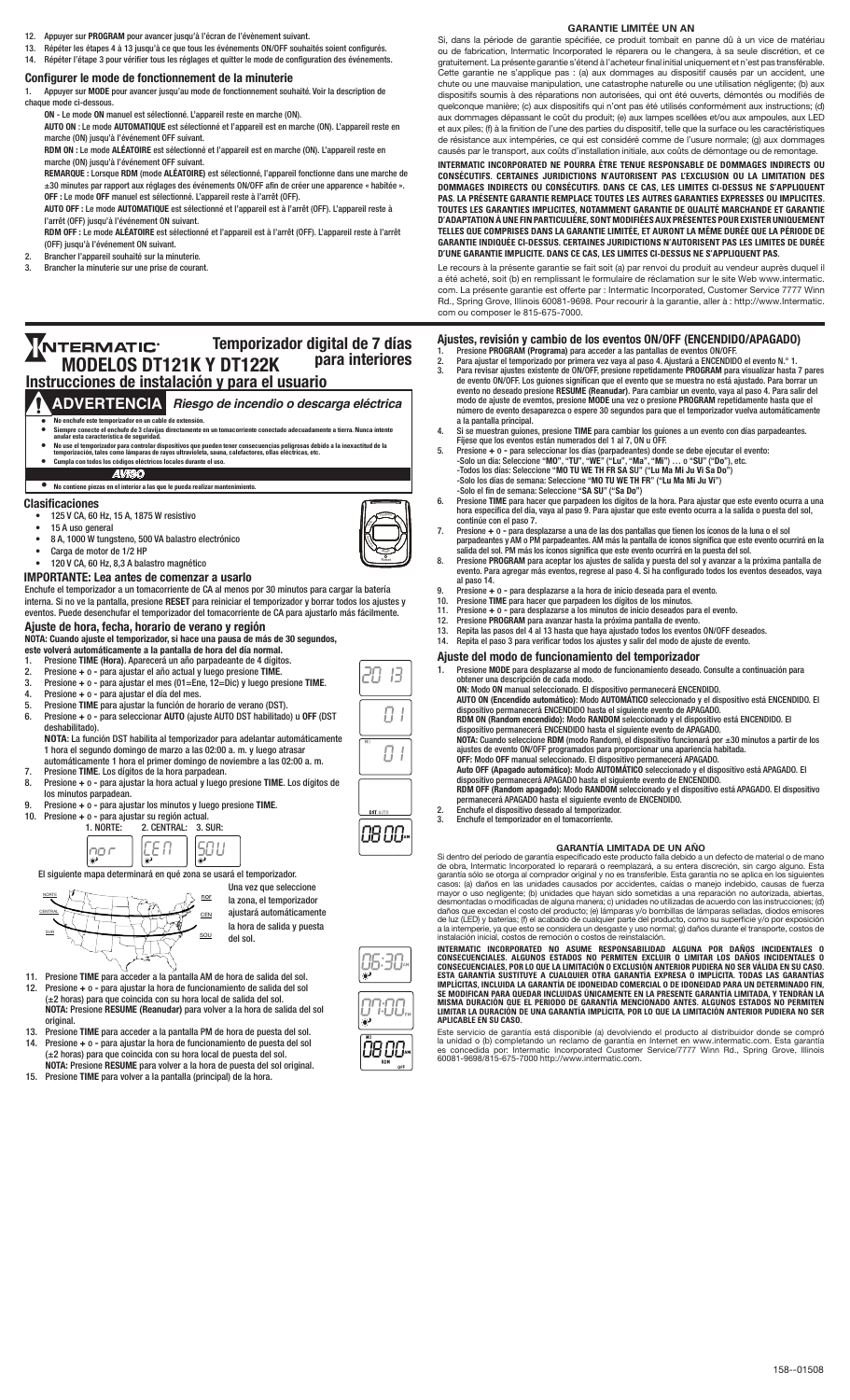12. Appuyer sur **PROGRAM** pour avancer jusqu'à l'écran de l'évènement suivant.
13. Répéter les étapes 4 à 13 jusqu'à ce que tous les événements ON/OFF souhaités soient configurés.
14. Répéter l'étape 3 pour vérifier tous les réglages et quitter le mode de configuration des événements.

### Configurer le mode de fonctionnement de la minuterie

1. Appuyer sur **MODE** pour avancer jusqu'au mode de fonctionnement souhaité. Voir la description de chaque mode ci-dessous.

   **ON** - Le mode **ON** manuel est sélectionné. L'appareil reste en marche (ON).

   **AUTO ON** : Le mode **AUTOMATIQUE** est sélectionné et l'appareil est en marche (ON). L'appareil reste en marche (ON) jusqu'à l'événement OFF suivant.

   **RDM ON** : Le mode **ALÉATOIRE** est sélectionné et l'appareil est en marche (ON). L'appareil reste en marche (ON) jusqu'à l'événement OFF suivant.

   **REMARQUE :** Lorsque **RDM** (mode **ALÉATOIRE**) est sélectionné, l'appareil fonctionne dans une marche de ±30 minutes par rapport aux réglages des événements ON/OFF afin de créer une apparence « habitée ».

   **OFF :** Le mode **OFF** manuel est sélectionné. L'appareil reste à l'arrêt (OFF).

   **AUTO OFF :** Le mode **AUTOMATIQUE** est sélectionné et l'appareil est à l'arrêt (OFF). L'appareil reste à l'arrêt (OFF) jusqu'à l'événement ON suivant.

   **RDM OFF :** Le mode **ALÉATOIRE** est sélectionné et l'appareil est à l'arrêt (OFF). L'appareil reste à l'arrêt (OFF) jusqu'à l'événement ON suivant.
2. Brancher l'appareil souhaité sur la minuterie.
3. Brancher la minuterie sur une prise de courant.

### GARANTIE LIMITÉE UN AN

Si, dans la période de garantie spécifiée, ce produit tombait en panne dû à un vice de matériau ou de fabrication, Intermatic Incorporated le réparera ou le changera, à sa seule discrétion, et ce gratuitement. La présente garantie s'étend à l'acheteur final initial uniquement et n'est pas transférable. Cette garantie ne s'applique pas : (a) aux dommages au dispositif causés par un accident, une chute ou une mauvaise manipulation, une catastrophe naturelle ou une utilisation négligente; (b) aux dispositifs soumis à des réparations non autorisées, qui ont été ouverts, démontés ou modifiés de quelconque manière; (c) aux dispositifs qui n'ont pas été utilisés conformément aux instructions; (d) aux dommages dépassant le coût du produit; (e) aux lampes scellées et/ou aux ampoules, aux LED et aux piles; (f) à la finition de l'une des parties du dispositif, telle que la surface ou les caractéristiques de résistance aux intempéries, ce qui est considéré comme de l'usure normale; (g) aux dommages causés par le transport, aux coûts d'installation initiale, aux coûts de démontage ou de remontage.

**INTERMATIC INCORPORATED NE POURRA ÊTRE TENUE RESPONSABLE DE DOMMAGES INDIRECTS OU CONSÉCUTIFS. CERTAINES JURIDICTIONS N'AUTORISENT PAS L'EXCLUSION OU LA LIMITATION DES DOMMAGES INDIRECTS OU CONSÉCUTIFS. DANS CE CAS, LES LIMITES CI-DESSUS NE S'APPLIQUENT PAS. LA PRÉSENTE GARANTIE REMPLACE TOUTES LES AUTRES GARANTIES EXPRESSES OU IMPLICITES. TOUTES LES GARANTIES IMPLICITES, NOTAMMENT GARANTIE DE QUALITÉ MARCHANDE ET GARANTIE D'ADAPTATION À UNE FIN PARTICULIÈRE, SONT MODIFIÉES AUX PRÉSENTES POUR EXISTER UNIQUEMENT TELLES QUE COMPRISES DANS LA GARANTIE LIMITÉE, ET AURONT LA MÊME DURÉE QUE LA PÉRIODE DE GARANTIE INDIQUÉE CI-DESSUS. CERTAINES JURIDICTIONS N'AUTORISENT PAS LES LIMITES DE DURÉE D'UNE GARANTIE IMPLICITE. DANS CE CAS, LES LIMITES CI-DESSUS NE S'APPLIQUENT PAS.**

Le recours à la présente garantie se fait soit (a) par renvoi du produit au vendeur auprès duquel il a été acheté, soit (b) en remplissant le formulaire de réclamation sur le site Web www.intermatic.com. La présente garantie est offerte par : Intermatic Incorporated, Customer Service 7777 Winn Rd., Spring Grove, Illinois 60081-9698. Pour recourir à la garantie, aller à : http://www.Intermatic.com ou composer le 815-675-7000.

# INTERMATIC MODELOS DT121K Y DT122K

## Temporizador digital de 7 días para interiores

## Instrucciones de instalación y para el usuario

### ⚠ ADVERTENCIA *Riesgo de incendio o descarga eléctrica*

- **No enchufe este temporizador en un cable de extensión.**
- **Siempre conecte el enchufe de 3 clavijas directamente en un tomacorriente conectado adecuadamente a tierra. Nunca intente anular esta característica de seguridad.**
- **No use el temporizador para controlar dispositivos que pueden tener consecuencias peligrosas debido a la inexactitud de la temporización, tales como lámparas de rayos ultravioleta, sauna, calefactores, ollas eléctricas, etc.**
- **Cumpla con todos los códigos eléctricos locales durante el uso.**

**AVISO**

- **No contiene piezas en el interior a las que le pueda realizar mantenimiento.**

### Clasificaciones

- 125 V CA, 60 Hz, 15 A, 1875 W resistivo
- 15 A uso general
- 8 A, 1000 W tungsteno, 500 VA balastro electrónico
- Carga de motor de 1/2 HP
- 120 V CA, 60 Hz, 8,3 A balastro magnético

### IMPORTANTE: Lea antes de comenzar a usarlo

Enchufe el temporizador a un tomacorriente de CA al menos por 30 minutos para cargar la batería interna. Si no ve la pantalla, presione **RESET** para reiniciar el temporizador y borrar todos los ajustes y eventos. Puede desenchufar el temporizador del tomacorriente de CA para ajustarlo más fácilmente.

### Ajuste de hora, fecha, horario de verano y región

**NOTA: Cuando ajuste el temporizador, si hace una pausa de más de 30 segundos, este volverá automáticamente a la pantalla de hora del día normal.**

1. Presione **TIME (Hora)**. Aparecerá un año parpadeante de 4 dígitos.
2. Presione **+ o -** para ajustar el año actual y luego presione **TIME**.
3. Presione **+ o -** para ajustar el mes (01=Ene, 12=Dic) y luego presione **TIME**.
4. Presione **+ o -** para ajustar el día del mes.
5. Presione **TIME** para ajustar la función de horario de verano (DST).
6. Presione **+ o -** para seleccionar **AUTO** (ajuste AUTO DST habilitado) u **OFF** (DST deshabilitado).

   **NOTA:** La función DST habilita al temporizador para adelantar automáticamente 1 hora el segundo domingo de marzo a las 02:00 a. m. y luego atrasar automáticamente 1 hora el primer domingo de noviembre a las 02:00 a. m.
7. Presione **TIME**. Los dígitos de la hora parpadean.
8. Presione **+ o -** para ajustar la hora actual y luego presione **TIME**. Los dígitos de los minutos parpadean.
9. Presione **+ o -** para ajustar los minutos y luego presione **TIME**.
10. Presione **+ o -** para ajustar su región actual.

    1. NORTE: nor 2. CENTRAL: CEN 3. SUR: SOU

El siguiente mapa determinará en qué zona se usará el temporizador.

NORTE nor
CENTRAL CEN
SUR SOU

Una vez que seleccione la zona, el temporizador ajustará automáticamente la hora de salida y puesta del sol.

11. Presione **TIME** para acceder a la pantalla AM de hora de salida del sol.
12. Presione **+ o -** para ajustar la hora de funcionamiento de salida del sol (±2 horas) para que coincida con su hora local de salida del sol.

    **NOTA:** Presione **RESUME (Reanudar)** para volver a la hora de salida del sol original.
13. Presione **TIME** para acceder a la pantalla PM de hora de puesta del sol.
14. Presione **+ o -** para ajustar la hora de funcionamiento de puesta del sol (±2 horas) para que coincida con su hora local de puesta del sol.

    **NOTA:** Presione **RESUME** para volver a la hora de puesta del sol original.
15. Presione **TIME** para volver a la pantalla (principal) de la hora.

2013
01
01
DST AUTO 08:00 AM
06:30 AM
07:00 PM
MO 08:00 AM RDM OFF

### Ajustes, revisión y cambio de los eventos ON/OFF (ENCENDIDO/APAGADO)

1. Presione **PROGRAM (Programa)** para acceder a las pantallas de eventos ON/OFF.
2. Para ajustar el temporizador por primera vez vaya al paso 4. Ajustará a ENCENDIDO el evento N.° 1.
3. Para revisar ajustes existente de ON/OFF, presione repetidamente **PROGRAM** para visualizar hasta 7 pares de evento ON/OFF. Los guiones significan que el evento que se muestra no está ajustado. Para borrar un evento no deseado presione **RESUME (Reanudar)**. Para cambiar un evento, vaya al paso 4. Para salir del modo de ajuste de eventos, presione **MODE** una vez o presione **PROGRAM** repetidamente hasta que el número de evento desaparezca o espere 30 segundos para que el temporizador vuelva automáticamente a la pantalla principal.
4. Si se muestran guiones, presione **TIME** para cambiar los guiones a un evento con días parpadeantes. Fíjese que los eventos están numerados del 1 al 7, ON u OFF.
5. Presione **+ o -** para seleccionar los días (parpadeantes) donde se debe ejecutar el evento:
   - -Solo un día: Seleccione **"MO"**, **"TU"**, **"WE"** (**"Lu"**, **"Ma"**, **"Mi"**) … o **"SU"** (**"Do"**), etc.
   - -Todos los días: Seleccione **"MO TU WE TH FR SA SU"** (**"Lu Ma Mi Ju Vi Sa Do"**)
   - -Solo los días de semana: Seleccione **"MO TU WE TH FR"** (**"Lu Ma Mi Ju Vi"**)
   - -Solo el fin de semana: Seleccione **"SA SU"** (**"Sa Do"**)
6. Presione **TIME** para hacer que parpadeen los dígitos de la hora. Para ajustar que este evento ocurra a una hora específica del día, vaya al paso 9. Para ajustar que este evento ocurra a la salida o puesta del sol, continúe con el paso 7.
7. Presione **+ o -** para desplazarse a una de las dos pantallas que tienen los íconos de la luna o el sol parpadeantes y AM o PM parpadeantes. AM más la pantalla de íconos significa que este evento ocurrirá en la salida del sol. PM más los íconos significa que este evento ocurrirá en la puesta del sol.
8. Presione **PROGRAM** para aceptar los ajustes de salida y puesta del sol y avanzar a la próxima pantalla de evento. Para agregar más eventos, regrese al paso 4. Si ha configurado todos los eventos deseados, vaya al paso 14.
9. Presione **+ o -** para desplazarse a la hora de inicio deseada para el evento.
10. Presione **TIME** para hacer que parpadeen los dígitos de los minutos.
11. Presione **+ o -** para desplazarse a los minutos de inicio deseados para el evento.
12. Presione **PROGRAM** para avanzar hasta la próxima pantalla de evento.
13. Repita las pasos del 4 al 13 hasta que haya ajustado todos los eventos ON/OFF deseados.
14. Repita el paso 3 para verificar todos los ajustes y salir del modo de ajuste de evento.

### Ajuste del modo de funcionamiento del temporizador

1. Presione **MODE** para desplazarse al modo de funcionamiento deseado. Consulte a continuación para obtener una descripción de cada modo.

   **ON:** Modo **ON** manual seleccionado. El dispositivo permanecerá ENCENDIDO.

   **AUTO ON (Encendido automático):** Modo **AUTOMÁTICO** seleccionado y el dispositivo está ENCENDIDO. El dispositivo permanecerá ENCENDIDO hasta el siguiente evento de APAGADO.

   **RDM ON (Random encendido):** Modo **RANDOM** seleccionado y el dispositivo está ENCENDIDO. El dispositivo permanecerá ENCENDIDO hasta el siguiente evento de APAGADO.

   **NOTA:** Cuando seleccione **RDM** (modo Random), el dispositivo funcionará por ±30 minutos a partir de los ajustes de evento ON/OFF programados para proporcionar una apariencia habitada.

   **OFF:** Modo **OFF** manual seleccionado. El dispositivo permanecerá APAGADO.

   **Auto OFF (Apagado automático):** Modo **AUTOMÁTICO** seleccionado y el dispositivo está APAGADO. El dispositivo permanecerá APAGADO hasta el siguiente evento de ENCENDIDO.

   **RDM OFF (Random apagado):** Modo **RANDOM** seleccionado y el dispositivo está APAGADO. El dispositivo permanecerá APAGADO hasta el siguiente evento de ENCENDIDO.
2. Enchufe el dispositivo deseado al temporizador.
3. Enchufe el temporizador en el tomacorriente.

### GARANTÍA LIMITADA DE UN AÑO

Si dentro del periodo de garantía especificado este producto falla debido a un defecto de material o de mano de obra, Intermatic Incorporated lo reparará o reemplazará, a su entera discreción, sin cargo alguno. Esta garantía sólo se otorga al comprador original y no es transferible. Esta garantía no se aplica en los siguientes casos: (a) daños en las unidades causados por accidentes, caídas o manejo indebido, causas de fuerza mayor o uso negligente; (b) unidades que hayan sido sometidas a una reparación no autorizada, abiertas, desmontadas o modificadas de alguna manera; c) unidades no utilizadas de acuerdo con las instrucciones; (d) daños que excedan el costo del producto; (e) lámparas y/o bombillas de lámparas selladas, diodos emisores de luz (LED) y baterías; (f) el acabado de cualquier parte del producto, como su superficie y/o por exposición a la intemperie, ya que esto se considera un desgaste y uso normal; g) daños durante el transporte, costos de instalación inicial, costos de remoción o costos de reinstalación.

**INTERMATIC INCORPORATED NO ASUME RESPONSABILIDAD ALGUNA POR DAÑOS INCIDENTALES O CONSECUENCIALES. ALGUNOS ESTADOS NO PERMITEN EXCLUIR O LIMITAR LOS DAÑOS INCIDENTALES O CONSECUENCIALES, POR LO QUE LA LIMITACIÓN O EXCLUSIÓN ANTERIOR PUDIERA NO SER VÁLIDA EN SU CASO. ESTA GARANTÍA SUSTITUYE A CUALQUIER OTRA GARANTÍA EXPRESA O IMPLÍCITA. TODAS LAS GARANTÍAS IMPLÍCITAS, INCLUIDA LA GARANTÍA DE IDONEIDAD COMERCIAL O DE IDONEIDAD PARA UN DETERMINADO FIN, SE MODIFICAN PARA QUEDAR INCLUIDAS ÚNICAMENTE EN LA PRESENTE GARANTÍA LIMITADA, Y TENDRÁN LA MISMA DURACIÓN QUE EL PERIODO DE GARANTÍA MENCIONADO ANTES. ALGUNOS ESTADOS NO PERMITEN LIMITAR LA DURACIÓN DE UNA GARANTÍA IMPLÍCITA, POR LO QUE LA LIMITACIÓN ANTERIOR PUDIERA NO SER APLICABLE EN SU CASO.**

Este servicio de garantía está disponible (a) devolviendo el producto al distribuidor donde se compró la unidad o (b) completando un reclamo de garantía en Internet en www.intermatic.com. Esta garantía es concedida por: Intermatic Incorporated Customer Service/7777 Winn Rd., Spring Grove, Illinois 60081-9698/815-675-7000 http://www.intermatic.com.

158--01508